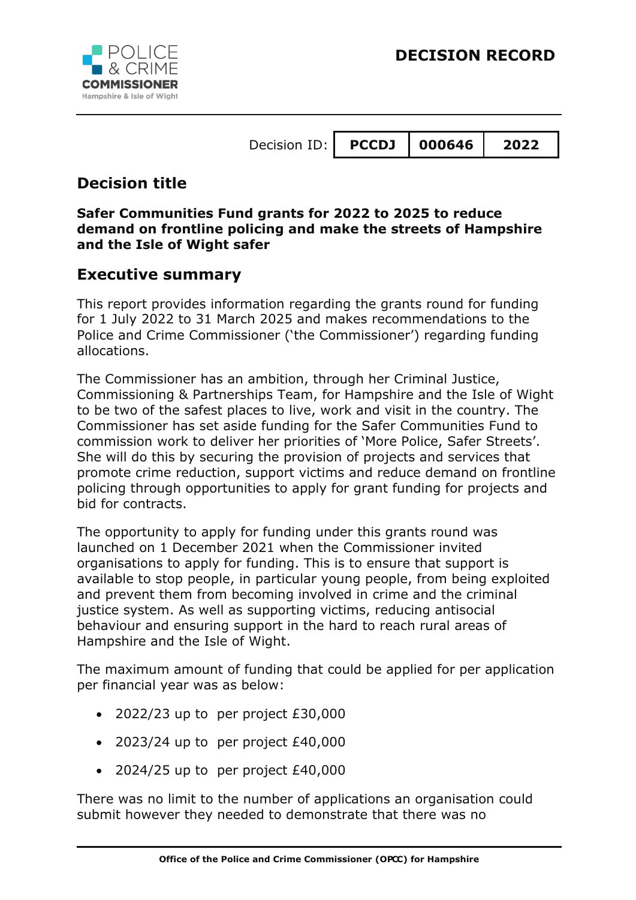# DECISION RECORD

Decision ID: | PCCDJ | 000646 | 2022 |
|---|---|---|

## Decision title

**Safer Communities Fund grants for 2022 to 2025 to reduce demand on frontline policing and make the streets of Hampshire and the Isle of Wight safer**

## Executive summary

This report provides information regarding the grants round for funding for 1 July 2022 to 31 March 2025 and makes recommendations to the Police and Crime Commissioner ('the Commissioner') regarding funding allocations.

The Commissioner has an ambition, through her Criminal Justice, Commissioning & Partnerships Team, for Hampshire and the Isle of Wight to be two of the safest places to live, work and visit in the country. The Commissioner has set aside funding for the Safer Communities Fund to commission work to deliver her priorities of 'More Police, Safer Streets'. She will do this by securing the provision of projects and services that promote crime reduction, support victims and reduce demand on frontline policing through opportunities to apply for grant funding for projects and bid for contracts.

The opportunity to apply for funding under this grants round was launched on 1 December 2021 when the Commissioner invited organisations to apply for funding. This is to ensure that support is available to stop people, in particular young people, from being exploited and prevent them from becoming involved in crime and the criminal justice system. As well as supporting victims, reducing antisocial behaviour and ensuring support in the hard to reach rural areas of Hampshire and the Isle of Wight.

The maximum amount of funding that could be applied for per application per financial year was as below:

- 2022/23 up to per project £30,000
- 2023/24 up to per project £40,000
- 2024/25 up to per project £40,000

There was no limit to the number of applications an organisation could submit however they needed to demonstrate that there was no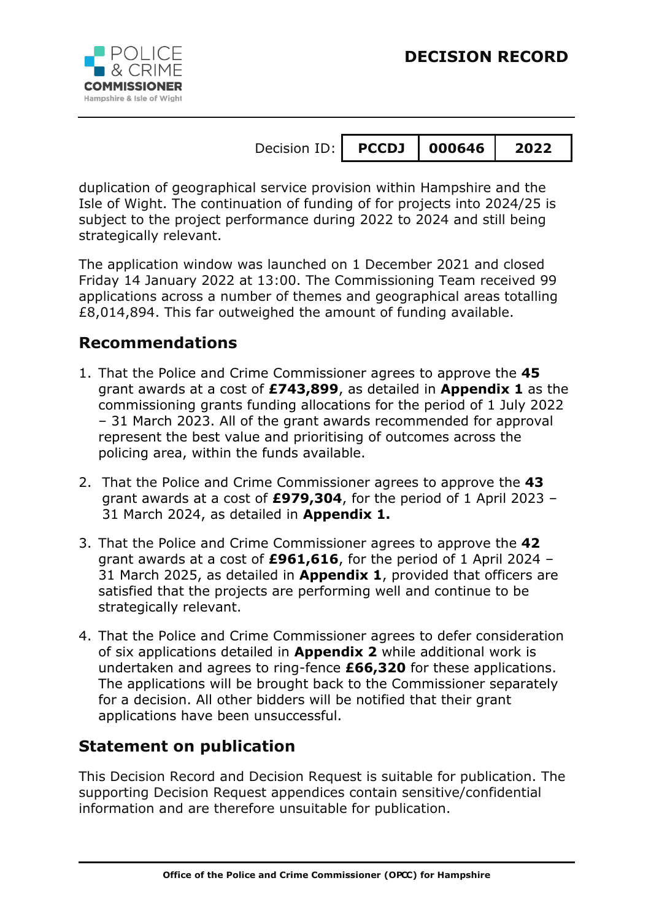duplication of geographical service provision within Hampshire and the Isle of Wight. The continuation of funding of for projects into 2024/25 is subject to the project performance during 2022 to 2024 and still being strategically relevant.

The application window was launched on 1 December 2021 and closed Friday 14 January 2022 at 13:00. The Commissioning Team received 99 applications across a number of themes and geographical areas totalling £8,014,894. This far outweighed the amount of funding available.

## Recommendations

1. That the Police and Crime Commissioner agrees to approve the **45** grant awards at a cost of **£743,899**, as detailed in **Appendix 1** as the commissioning grants funding allocations for the period of 1 July 2022 – 31 March 2023. All of the grant awards recommended for approval represent the best value and prioritising of outcomes across the policing area, within the funds available.
2. That the Police and Crime Commissioner agrees to approve the **43** grant awards at a cost of **£979,304**, for the period of 1 April 2023 – 31 March 2024, as detailed in **Appendix 1.**
3. That the Police and Crime Commissioner agrees to approve the **42** grant awards at a cost of **£961,616**, for the period of 1 April 2024 – 31 March 2025, as detailed in **Appendix 1**, provided that officers are satisfied that the projects are performing well and continue to be strategically relevant.
4. That the Police and Crime Commissioner agrees to defer consideration of six applications detailed in **Appendix 2** while additional work is undertaken and agrees to ring-fence **£66,320** for these applications. The applications will be brought back to the Commissioner separately for a decision. All other bidders will be notified that their grant applications have been unsuccessful.

## Statement on publication

This Decision Record and Decision Request is suitable for publication. The supporting Decision Request appendices contain sensitive/confidential information and are therefore unsuitable for publication.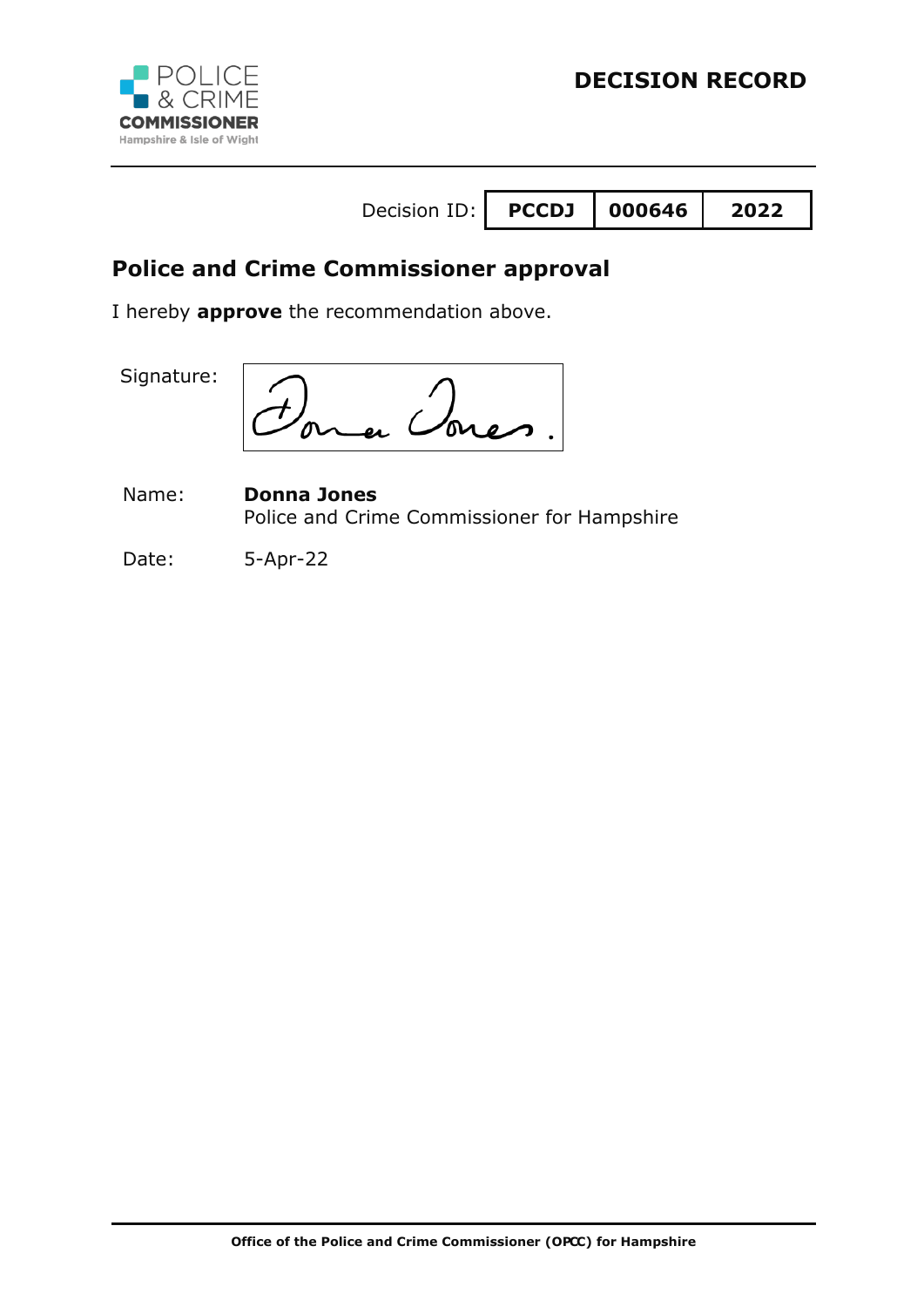# DECISION RECORD

| Decision ID: | PCCDJ | 000646 | 2022 |
|---|---|---|---|

## Police and Crime Commissioner approval

I hereby **approve** the recommendation above.

Signature:

Name: **Donna Jones**
Police and Crime Commissioner for Hampshire

Date: 5-Apr-22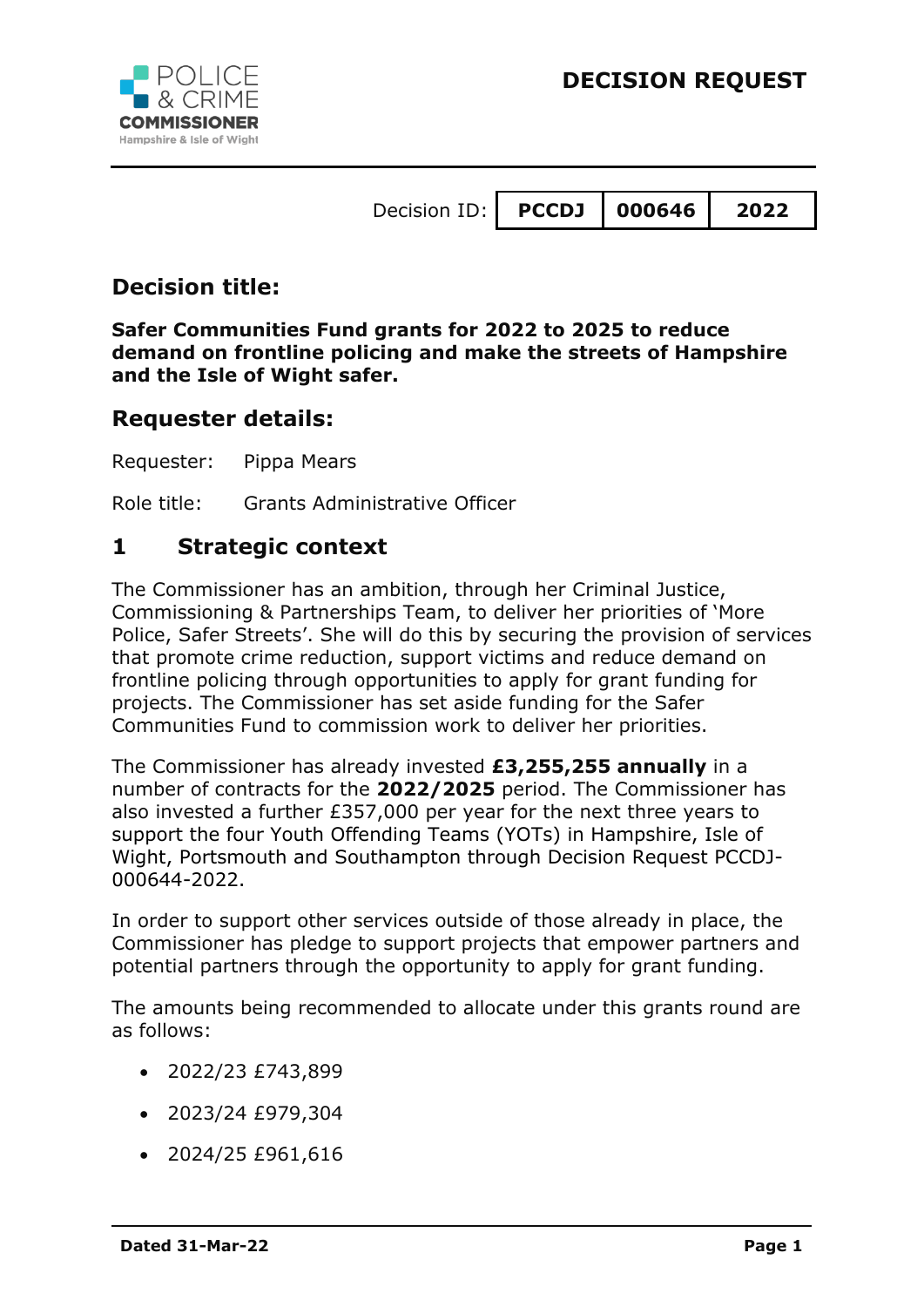# DECISION REQUEST

Decision ID: | PCCDJ | 000646 | 2022 |

## Decision title:

**Safer Communities Fund grants for 2022 to 2025 to reduce demand on frontline policing and make the streets of Hampshire and the Isle of Wight safer.**

## Requester details:

Requester: Pippa Mears

Role title: Grants Administrative Officer

## 1 Strategic context

The Commissioner has an ambition, through her Criminal Justice, Commissioning & Partnerships Team, to deliver her priorities of 'More Police, Safer Streets'. She will do this by securing the provision of services that promote crime reduction, support victims and reduce demand on frontline policing through opportunities to apply for grant funding for projects. The Commissioner has set aside funding for the Safer Communities Fund to commission work to deliver her priorities.

The Commissioner has already invested **£3,255,255 annually** in a number of contracts for the **2022/2025** period. The Commissioner has also invested a further £357,000 per year for the next three years to support the four Youth Offending Teams (YOTs) in Hampshire, Isle of Wight, Portsmouth and Southampton through Decision Request PCCDJ-000644-2022.

In order to support other services outside of those already in place, the Commissioner has pledge to support projects that empower partners and potential partners through the opportunity to apply for grant funding.

The amounts being recommended to allocate under this grants round are as follows:

- 2022/23 £743,899
- 2023/24 £979,304
- 2024/25 £961,616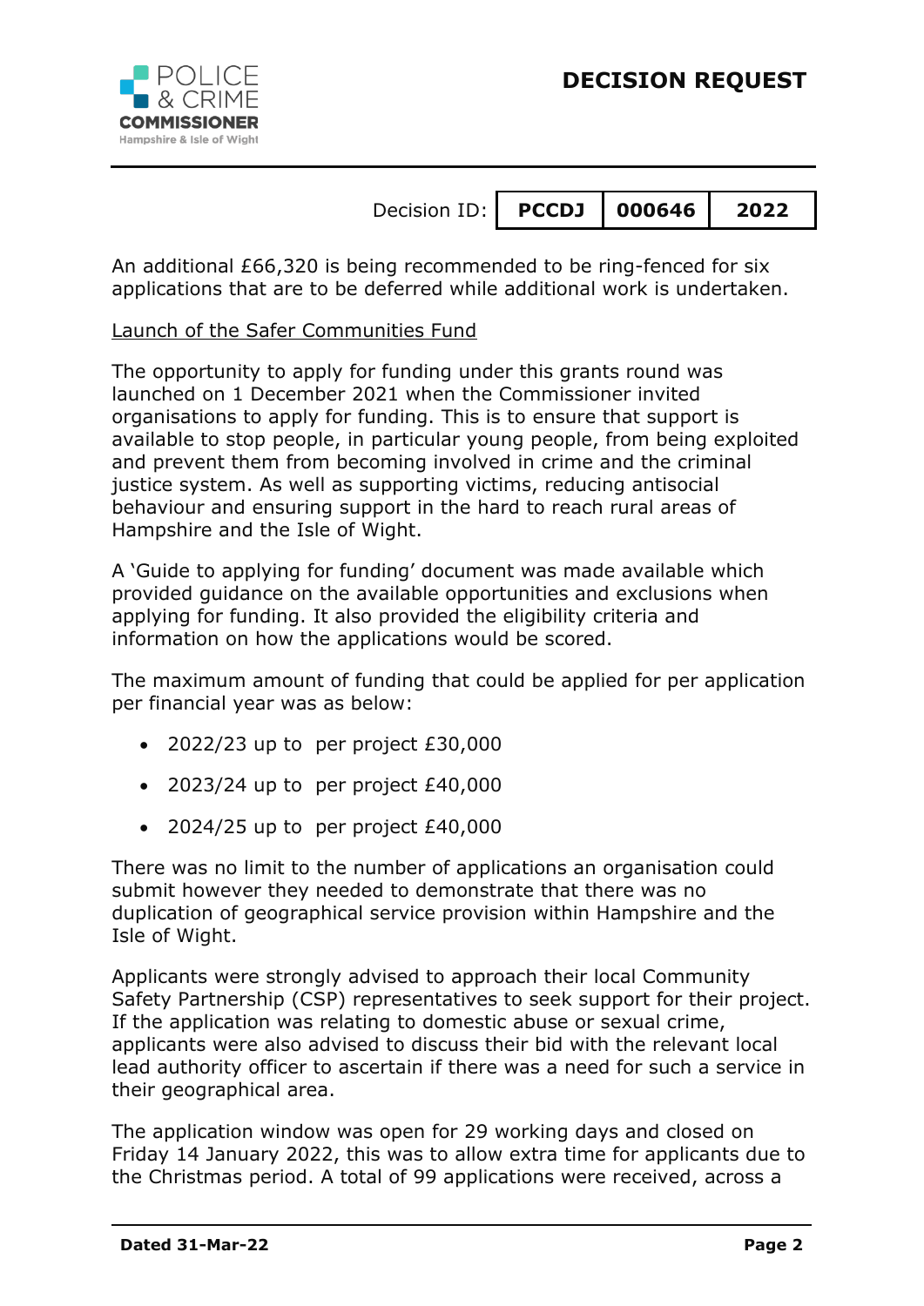Decision ID: | PCCDJ | 000646 | 2022

An additional £66,320 is being recommended to be ring-fenced for six applications that are to be deferred while additional work is undertaken.

<u>Launch of the Safer Communities Fund</u>

The opportunity to apply for funding under this grants round was launched on 1 December 2021 when the Commissioner invited organisations to apply for funding. This is to ensure that support is available to stop people, in particular young people, from being exploited and prevent them from becoming involved in crime and the criminal justice system. As well as supporting victims, reducing antisocial behaviour and ensuring support in the hard to reach rural areas of Hampshire and the Isle of Wight.

A 'Guide to applying for funding' document was made available which provided guidance on the available opportunities and exclusions when applying for funding. It also provided the eligibility criteria and information on how the applications would be scored.

The maximum amount of funding that could be applied for per application per financial year was as below:

- 2022/23 up to per project £30,000
- 2023/24 up to per project £40,000
- 2024/25 up to per project £40,000

There was no limit to the number of applications an organisation could submit however they needed to demonstrate that there was no duplication of geographical service provision within Hampshire and the Isle of Wight.

Applicants were strongly advised to approach their local Community Safety Partnership (CSP) representatives to seek support for their project. If the application was relating to domestic abuse or sexual crime, applicants were also advised to discuss their bid with the relevant local lead authority officer to ascertain if there was a need for such a service in their geographical area.

The application window was open for 29 working days and closed on Friday 14 January 2022, this was to allow extra time for applicants due to the Christmas period. A total of 99 applications were received, across a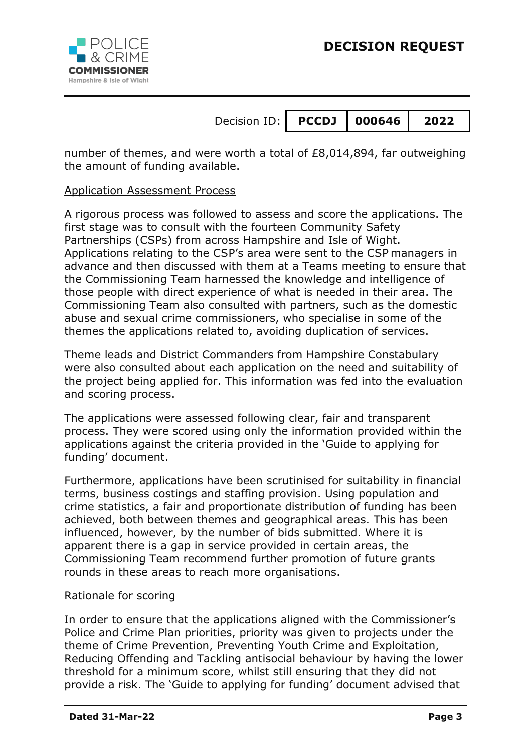number of themes, and were worth a total of £8,014,894, far outweighing the amount of funding available.

Application Assessment Process

A rigorous process was followed to assess and score the applications. The first stage was to consult with the fourteen Community Safety Partnerships (CSPs) from across Hampshire and Isle of Wight. Applications relating to the CSP's area were sent to the CSP managers in advance and then discussed with them at a Teams meeting to ensure that the Commissioning Team harnessed the knowledge and intelligence of those people with direct experience of what is needed in their area. The Commissioning Team also consulted with partners, such as the domestic abuse and sexual crime commissioners, who specialise in some of the themes the applications related to, avoiding duplication of services.

Theme leads and District Commanders from Hampshire Constabulary were also consulted about each application on the need and suitability of the project being applied for. This information was fed into the evaluation and scoring process.

The applications were assessed following clear, fair and transparent process. They were scored using only the information provided within the applications against the criteria provided in the 'Guide to applying for funding' document.

Furthermore, applications have been scrutinised for suitability in financial terms, business costings and staffing provision. Using population and crime statistics, a fair and proportionate distribution of funding has been achieved, both between themes and geographical areas. This has been influenced, however, by the number of bids submitted. Where it is apparent there is a gap in service provided in certain areas, the Commissioning Team recommend further promotion of future grants rounds in these areas to reach more organisations.

Rationale for scoring

In order to ensure that the applications aligned with the Commissioner's Police and Crime Plan priorities, priority was given to projects under the theme of Crime Prevention, Preventing Youth Crime and Exploitation, Reducing Offending and Tackling antisocial behaviour by having the lower threshold for a minimum score, whilst still ensuring that they did not provide a risk. The 'Guide to applying for funding' document advised that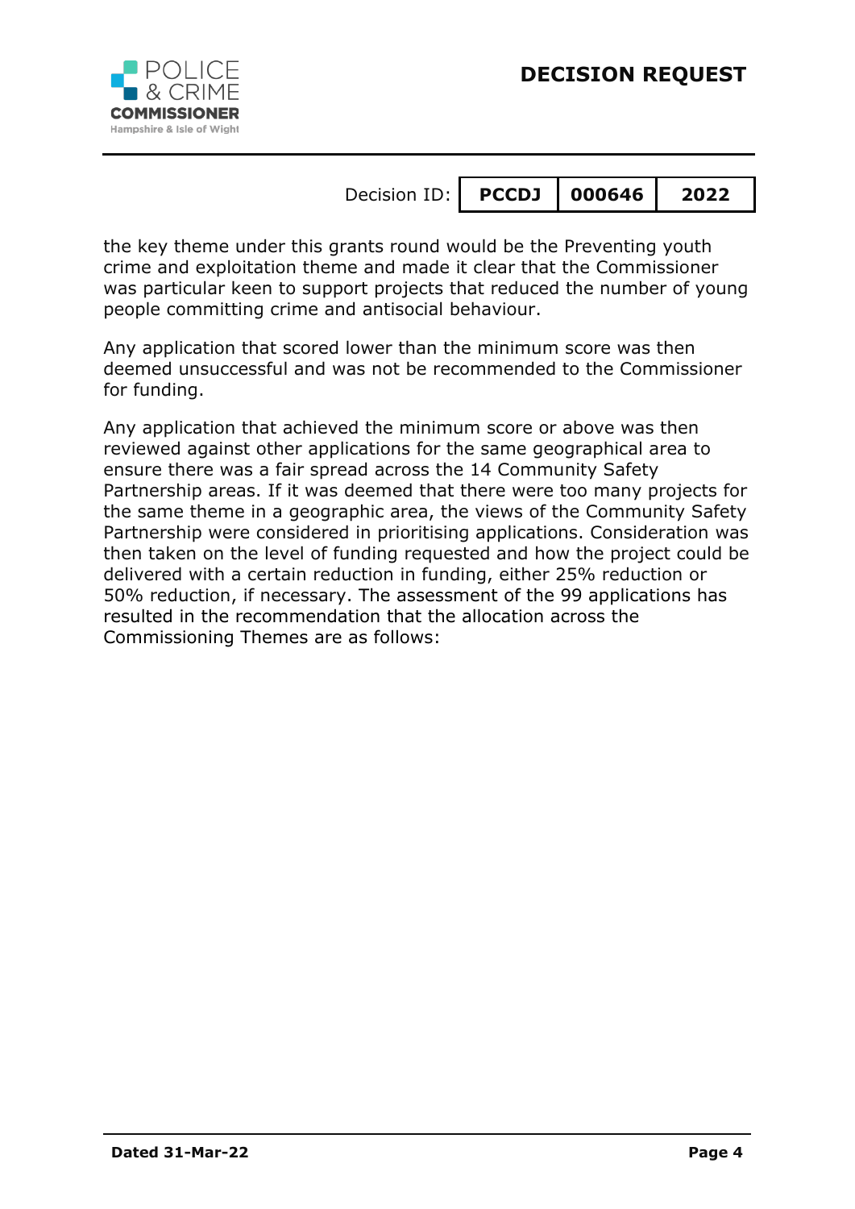the key theme under this grants round would be the Preventing youth crime and exploitation theme and made it clear that the Commissioner was particular keen to support projects that reduced the number of young people committing crime and antisocial behaviour.

Any application that scored lower than the minimum score was then deemed unsuccessful and was not be recommended to the Commissioner for funding.

Any application that achieved the minimum score or above was then reviewed against other applications for the same geographical area to ensure there was a fair spread across the 14 Community Safety Partnership areas. If it was deemed that there were too many projects for the same theme in a geographic area, the views of the Community Safety Partnership were considered in prioritising applications. Consideration was then taken on the level of funding requested and how the project could be delivered with a certain reduction in funding, either 25% reduction or 50% reduction, if necessary. The assessment of the 99 applications has resulted in the recommendation that the allocation across the Commissioning Themes are as follows: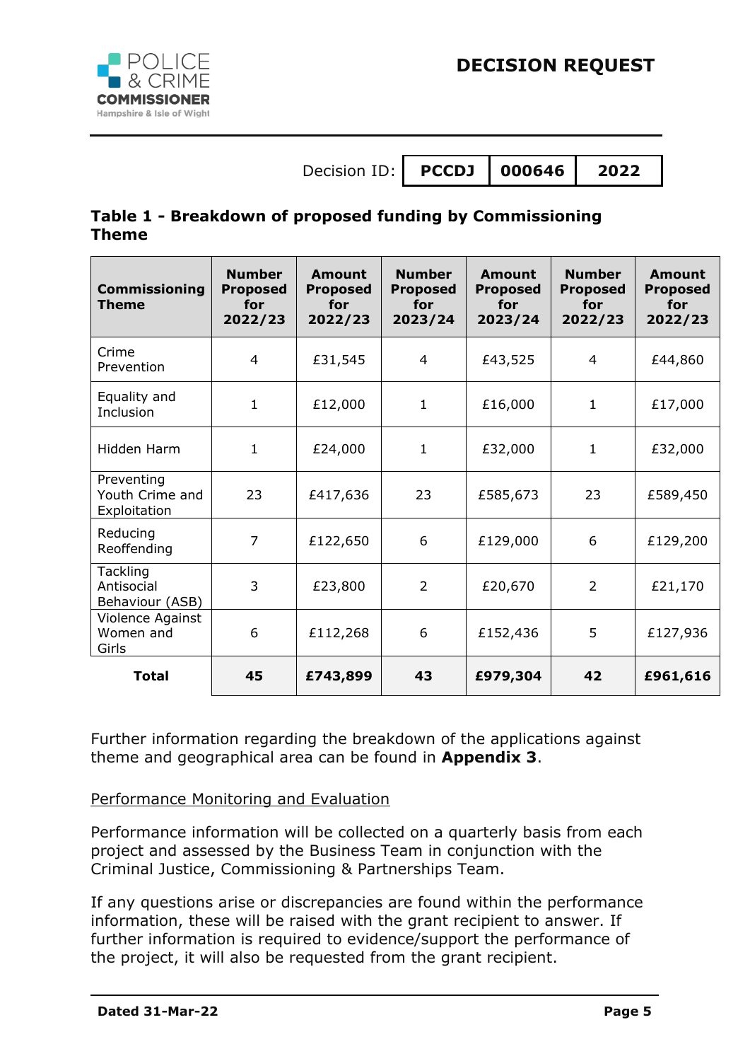Decision ID: PCCDJ 000646 2022

### Table 1 - Breakdown of proposed funding by Commissioning Theme

| Commissioning Theme | Number Proposed for 2022/23 | Amount Proposed for 2022/23 | Number Proposed for 2023/24 | Amount Proposed for 2023/24 | Number Proposed for 2022/23 | Amount Proposed for 2022/23 |
|---|---|---|---|---|---|---|
| Crime Prevention | 4 | £31,545 | 4 | £43,525 | 4 | £44,860 |
| Equality and Inclusion | 1 | £12,000 | 1 | £16,000 | 1 | £17,000 |
| Hidden Harm | 1 | £24,000 | 1 | £32,000 | 1 | £32,000 |
| Preventing Youth Crime and Exploitation | 23 | £417,636 | 23 | £585,673 | 23 | £589,450 |
| Reducing Reoffending | 7 | £122,650 | 6 | £129,000 | 6 | £129,200 |
| Tackling Antisocial Behaviour (ASB) | 3 | £23,800 | 2 | £20,670 | 2 | £21,170 |
| Violence Against Women and Girls | 6 | £112,268 | 6 | £152,436 | 5 | £127,936 |
| **Total** | **45** | **£743,899** | **43** | **£979,304** | **42** | **£961,616** |

Further information regarding the breakdown of the applications against theme and geographical area can be found in **Appendix 3**.

Performance Monitoring and Evaluation

Performance information will be collected on a quarterly basis from each project and assessed by the Business Team in conjunction with the Criminal Justice, Commissioning & Partnerships Team.

If any questions arise or discrepancies are found within the performance information, these will be raised with the grant recipient to answer. If further information is required to evidence/support the performance of the project, it will also be requested from the grant recipient.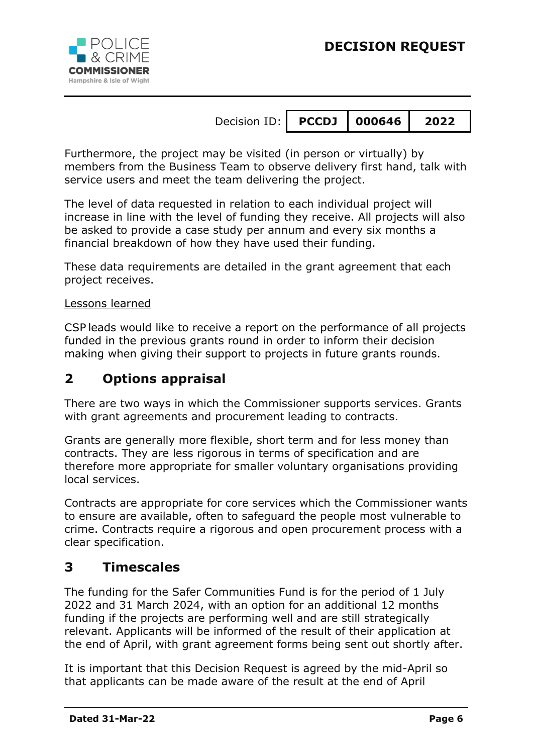Furthermore, the project may be visited (in person or virtually) by members from the Business Team to observe delivery first hand, talk with service users and meet the team delivering the project.

The level of data requested in relation to each individual project will increase in line with the level of funding they receive. All projects will also be asked to provide a case study per annum and every six months a financial breakdown of how they have used their funding.

These data requirements are detailed in the grant agreement that each project receives.

Lessons learned

CSP leads would like to receive a report on the performance of all projects funded in the previous grants round in order to inform their decision making when giving their support to projects in future grants rounds.

## 2 Options appraisal

There are two ways in which the Commissioner supports services. Grants with grant agreements and procurement leading to contracts.

Grants are generally more flexible, short term and for less money than contracts. They are less rigorous in terms of specification and are therefore more appropriate for smaller voluntary organisations providing local services.

Contracts are appropriate for core services which the Commissioner wants to ensure are available, often to safeguard the people most vulnerable to crime. Contracts require a rigorous and open procurement process with a clear specification.

## 3 Timescales

The funding for the Safer Communities Fund is for the period of 1 July 2022 and 31 March 2024, with an option for an additional 12 months funding if the projects are performing well and are still strategically relevant. Applicants will be informed of the result of their application at the end of April, with grant agreement forms being sent out shortly after.

It is important that this Decision Request is agreed by the mid-April so that applicants can be made aware of the result at the end of April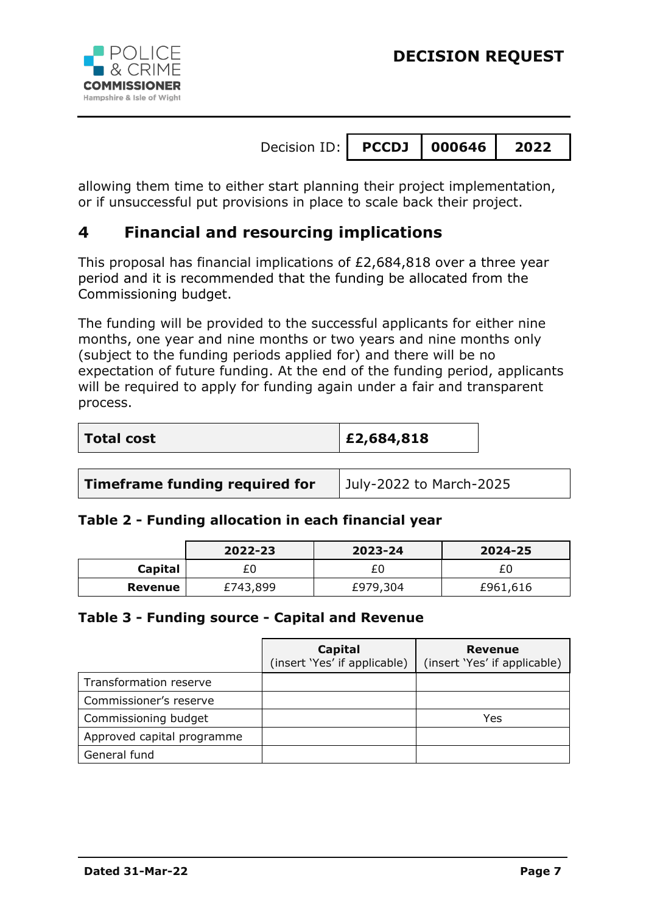allowing them time to either start planning their project implementation, or if unsuccessful put provisions in place to scale back their project.

## 4 Financial and resourcing implications

This proposal has financial implications of £2,684,818 over a three year period and it is recommended that the funding be allocated from the Commissioning budget.

The funding will be provided to the successful applicants for either nine months, one year and nine months or two years and nine months only (subject to the funding periods applied for) and there will be no expectation of future funding. At the end of the funding period, applicants will be required to apply for funding again under a fair and transparent process.

| **Total cost** | **£2,684,818** |
|---|---|

| **Timeframe funding required for** | July-2022 to March-2025 |
|---|---|

**Table 2 - Funding allocation in each financial year**

| | 2022-23 | 2023-24 | 2024-25 |
|---|---|---|---|
| **Capital** | £0 | £0 | £0 |
| **Revenue** | £743,899 | £979,304 | £961,616 |

**Table 3 - Funding source - Capital and Revenue**

| | **Capital** (insert 'Yes' if applicable) | **Revenue** (insert 'Yes' if applicable) |
|---|---|---|
| Transformation reserve | | |
| Commissioner's reserve | | |
| Commissioning budget | | Yes |
| Approved capital programme | | |
| General fund | | |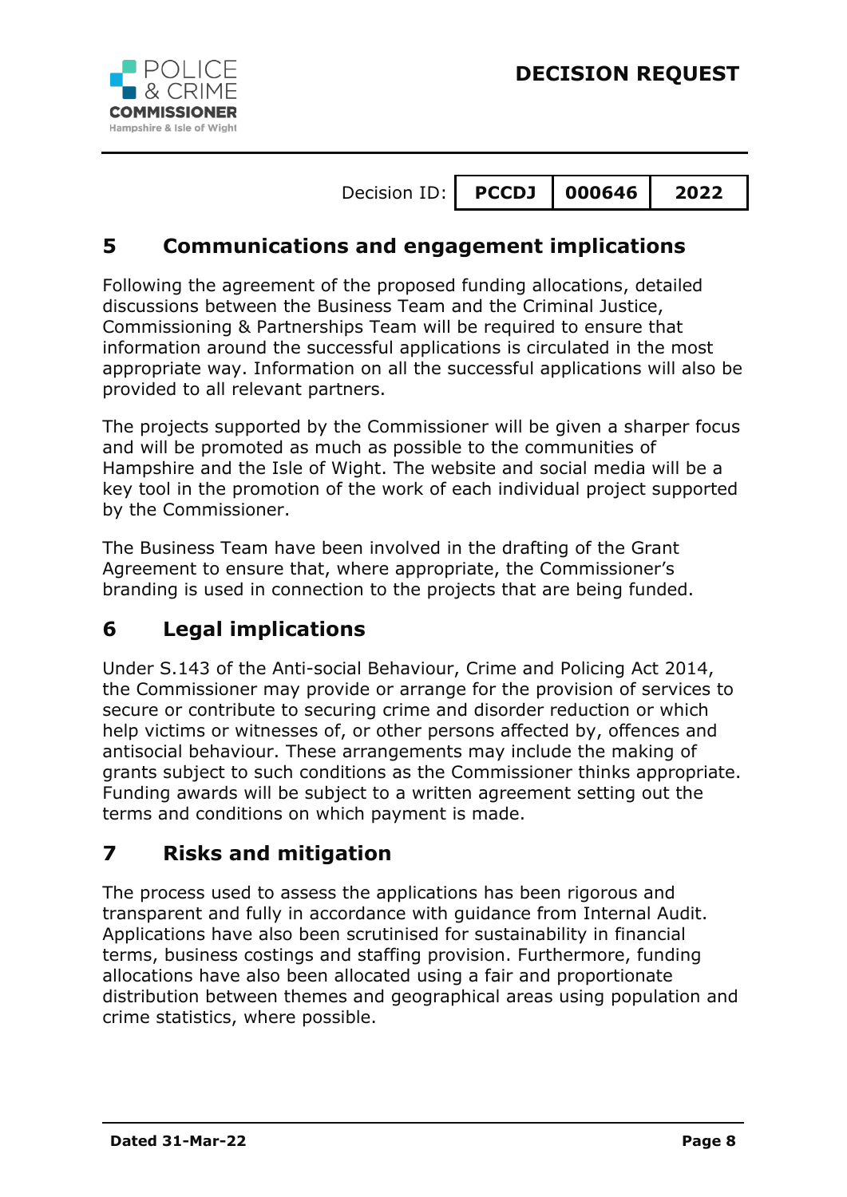## 5 Communications and engagement implications

Following the agreement of the proposed funding allocations, detailed discussions between the Business Team and the Criminal Justice, Commissioning & Partnerships Team will be required to ensure that information around the successful applications is circulated in the most appropriate way. Information on all the successful applications will also be provided to all relevant partners.

The projects supported by the Commissioner will be given a sharper focus and will be promoted as much as possible to the communities of Hampshire and the Isle of Wight. The website and social media will be a key tool in the promotion of the work of each individual project supported by the Commissioner.

The Business Team have been involved in the drafting of the Grant Agreement to ensure that, where appropriate, the Commissioner's branding is used in connection to the projects that are being funded.

## 6 Legal implications

Under S.143 of the Anti-social Behaviour, Crime and Policing Act 2014, the Commissioner may provide or arrange for the provision of services to secure or contribute to securing crime and disorder reduction or which help victims or witnesses of, or other persons affected by, offences and antisocial behaviour. These arrangements may include the making of grants subject to such conditions as the Commissioner thinks appropriate. Funding awards will be subject to a written agreement setting out the terms and conditions on which payment is made.

## 7 Risks and mitigation

The process used to assess the applications has been rigorous and transparent and fully in accordance with guidance from Internal Audit. Applications have also been scrutinised for sustainability in financial terms, business costings and staffing provision. Furthermore, funding allocations have also been allocated using a fair and proportionate distribution between themes and geographical areas using population and crime statistics, where possible.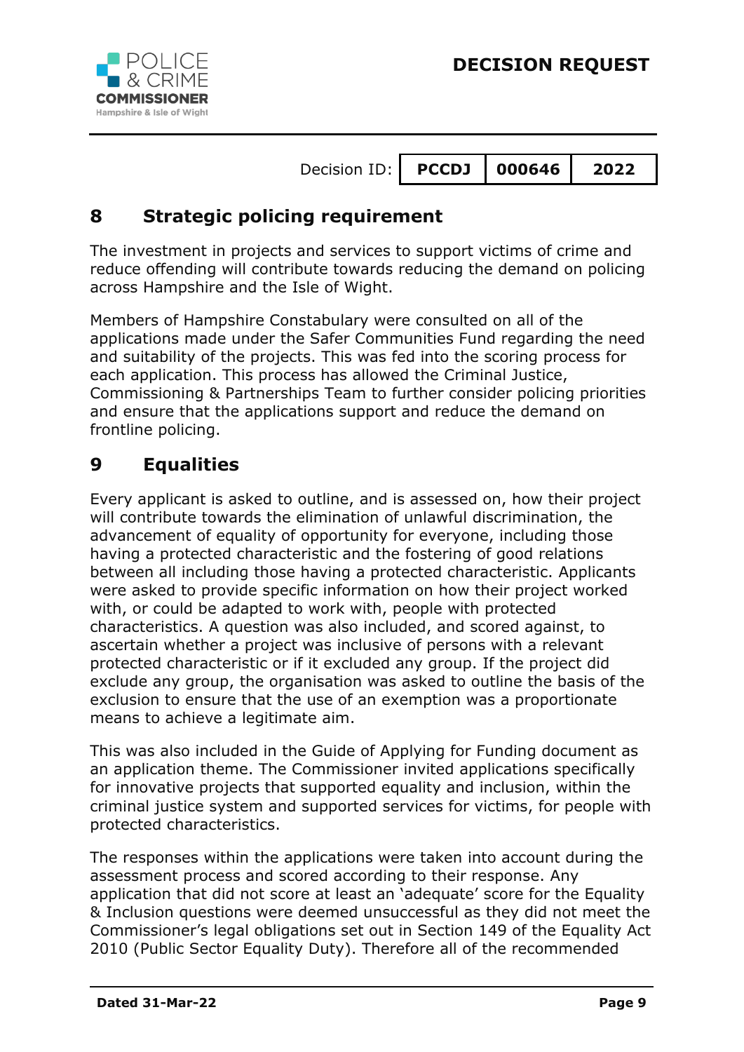## 8 Strategic policing requirement

The investment in projects and services to support victims of crime and reduce offending will contribute towards reducing the demand on policing across Hampshire and the Isle of Wight.

Members of Hampshire Constabulary were consulted on all of the applications made under the Safer Communities Fund regarding the need and suitability of the projects. This was fed into the scoring process for each application. This process has allowed the Criminal Justice, Commissioning & Partnerships Team to further consider policing priorities and ensure that the applications support and reduce the demand on frontline policing.

## 9 Equalities

Every applicant is asked to outline, and is assessed on, how their project will contribute towards the elimination of unlawful discrimination, the advancement of equality of opportunity for everyone, including those having a protected characteristic and the fostering of good relations between all including those having a protected characteristic. Applicants were asked to provide specific information on how their project worked with, or could be adapted to work with, people with protected characteristics. A question was also included, and scored against, to ascertain whether a project was inclusive of persons with a relevant protected characteristic or if it excluded any group. If the project did exclude any group, the organisation was asked to outline the basis of the exclusion to ensure that the use of an exemption was a proportionate means to achieve a legitimate aim.

This was also included in the Guide of Applying for Funding document as an application theme. The Commissioner invited applications specifically for innovative projects that supported equality and inclusion, within the criminal justice system and supported services for victims, for people with protected characteristics.

The responses within the applications were taken into account during the assessment process and scored according to their response. Any application that did not score at least an 'adequate' score for the Equality & Inclusion questions were deemed unsuccessful as they did not meet the Commissioner's legal obligations set out in Section 149 of the Equality Act 2010 (Public Sector Equality Duty). Therefore all of the recommended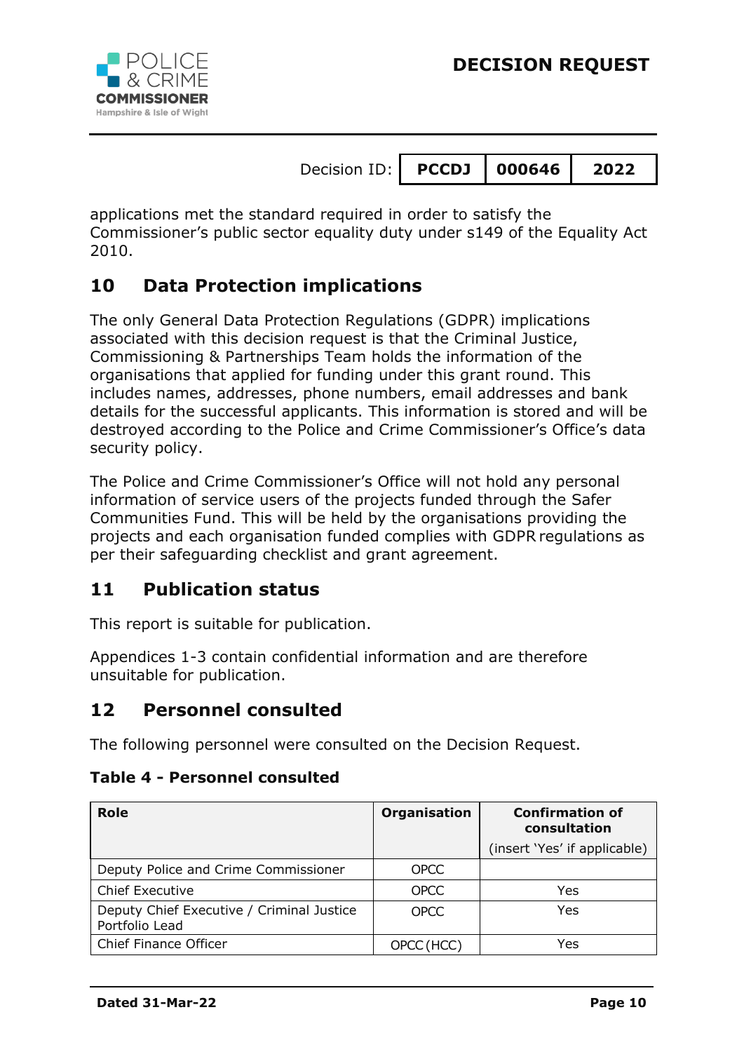applications met the standard required in order to satisfy the Commissioner's public sector equality duty under s149 of the Equality Act 2010.

## 10 Data Protection implications

The only General Data Protection Regulations (GDPR) implications associated with this decision request is that the Criminal Justice, Commissioning & Partnerships Team holds the information of the organisations that applied for funding under this grant round. This includes names, addresses, phone numbers, email addresses and bank details for the successful applicants. This information is stored and will be destroyed according to the Police and Crime Commissioner's Office's data security policy.

The Police and Crime Commissioner's Office will not hold any personal information of service users of the projects funded through the Safer Communities Fund. This will be held by the organisations providing the projects and each organisation funded complies with GDPR regulations as per their safeguarding checklist and grant agreement.

## 11 Publication status

This report is suitable for publication.

Appendices 1-3 contain confidential information and are therefore unsuitable for publication.

## 12 Personnel consulted

The following personnel were consulted on the Decision Request.

**Table 4 - Personnel consulted**

| Role | Organisation | Confirmation of consultation (insert 'Yes' if applicable) |
|---|---|---|
| Deputy Police and Crime Commissioner | OPCC | |
| Chief Executive | OPCC | Yes |
| Deputy Chief Executive / Criminal Justice Portfolio Lead | OPCC | Yes |
| Chief Finance Officer | OPCC (HCC) | Yes |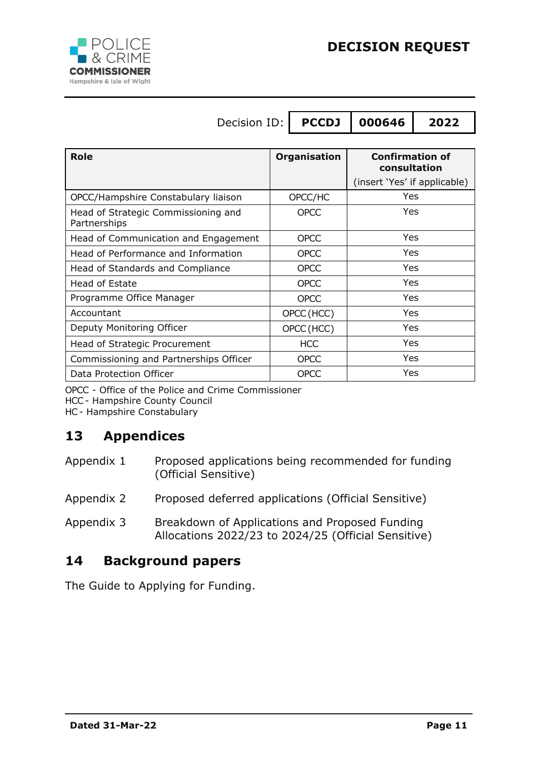Decision ID: | PCCDJ | 000646 | 2022

| Role | Organisation | Confirmation of consultation (insert 'Yes' if applicable) |
|---|---|---|
| OPCC/Hampshire Constabulary liaison | OPCC/HC | Yes |
| Head of Strategic Commissioning and Partnerships | OPCC | Yes |
| Head of Communication and Engagement | OPCC | Yes |
| Head of Performance and Information | OPCC | Yes |
| Head of Standards and Compliance | OPCC | Yes |
| Head of Estate | OPCC | Yes |
| Programme Office Manager | OPCC | Yes |
| Accountant | OPCC (HCC) | Yes |
| Deputy Monitoring Officer | OPCC (HCC) | Yes |
| Head of Strategic Procurement | HCC | Yes |
| Commissioning and Partnerships Officer | OPCC | Yes |
| Data Protection Officer | OPCC | Yes |

OPCC - Office of the Police and Crime Commissioner
HCC - Hampshire County Council
HC - Hampshire Constabulary

## 13 Appendices

Appendix 1 Proposed applications being recommended for funding (Official Sensitive)

Appendix 2 Proposed deferred applications (Official Sensitive)

Appendix 3 Breakdown of Applications and Proposed Funding Allocations 2022/23 to 2024/25 (Official Sensitive)

## 14 Background papers

The Guide to Applying for Funding.